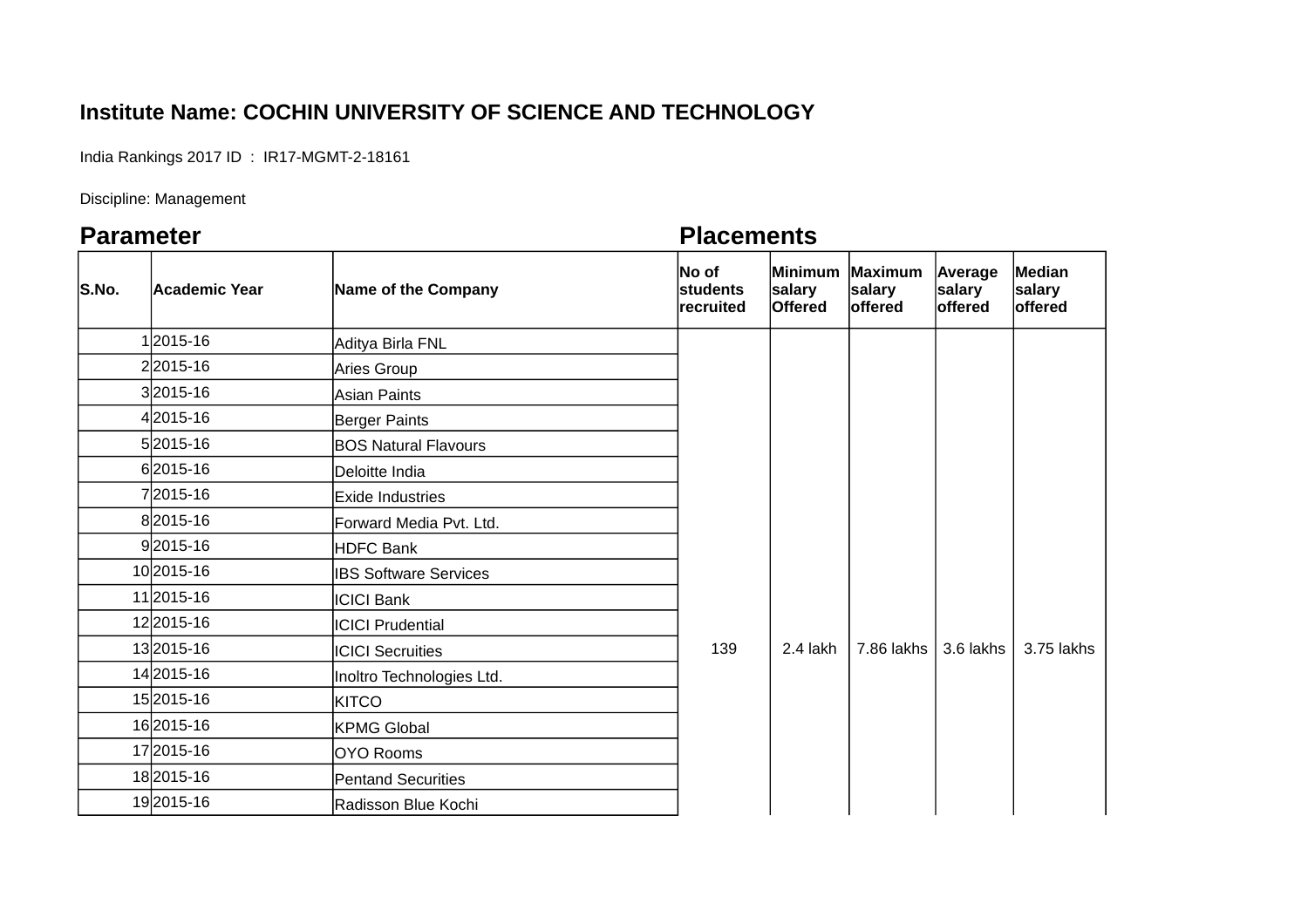**Institute Name: COCHIN UNIVERSITY OF SCIENCE AND TECHNOLOGY**

India Rankings 2017 ID : IR17-MGMT-2-18161

Discipline: Management

## Parameter Placements

| S.No. | Academic Year | Name of the Company | No of students recruited | Minimum salary Offered | Maximum salary offered | Average salary offered | Median salary offered |
|---|---|---|---|---|---|---|---|
| 1 | 2015-16 | Aditya Birla FNL | 139 | 2.4 lakh | 7.86 lakhs | 3.6 lakhs | 3.75 lakhs |
| 2 | 2015-16 | Aries Group | | | | | |
| 3 | 2015-16 | Asian Paints | | | | | |
| 4 | 2015-16 | Berger Paints | | | | | |
| 5 | 2015-16 | BOS Natural Flavours | | | | | |
| 6 | 2015-16 | Deloitte India | | | | | |
| 7 | 2015-16 | Exide Industries | | | | | |
| 8 | 2015-16 | Forward Media Pvt. Ltd. | | | | | |
| 9 | 2015-16 | HDFC Bank | | | | | |
| 10 | 2015-16 | IBS Software Services | | | | | |
| 11 | 2015-16 | ICICI Bank | | | | | |
| 12 | 2015-16 | ICICI Prudential | | | | | |
| 13 | 2015-16 | ICICI Secruities | | | | | |
| 14 | 2015-16 | Inoltro Technologies Ltd. | | | | | |
| 15 | 2015-16 | KITCO | | | | | |
| 16 | 2015-16 | KPMG Global | | | | | |
| 17 | 2015-16 | OYO Rooms | | | | | |
| 18 | 2015-16 | Pentand Securities | | | | | |
| 19 | 2015-16 | Radisson Blue Kochi | | | | | |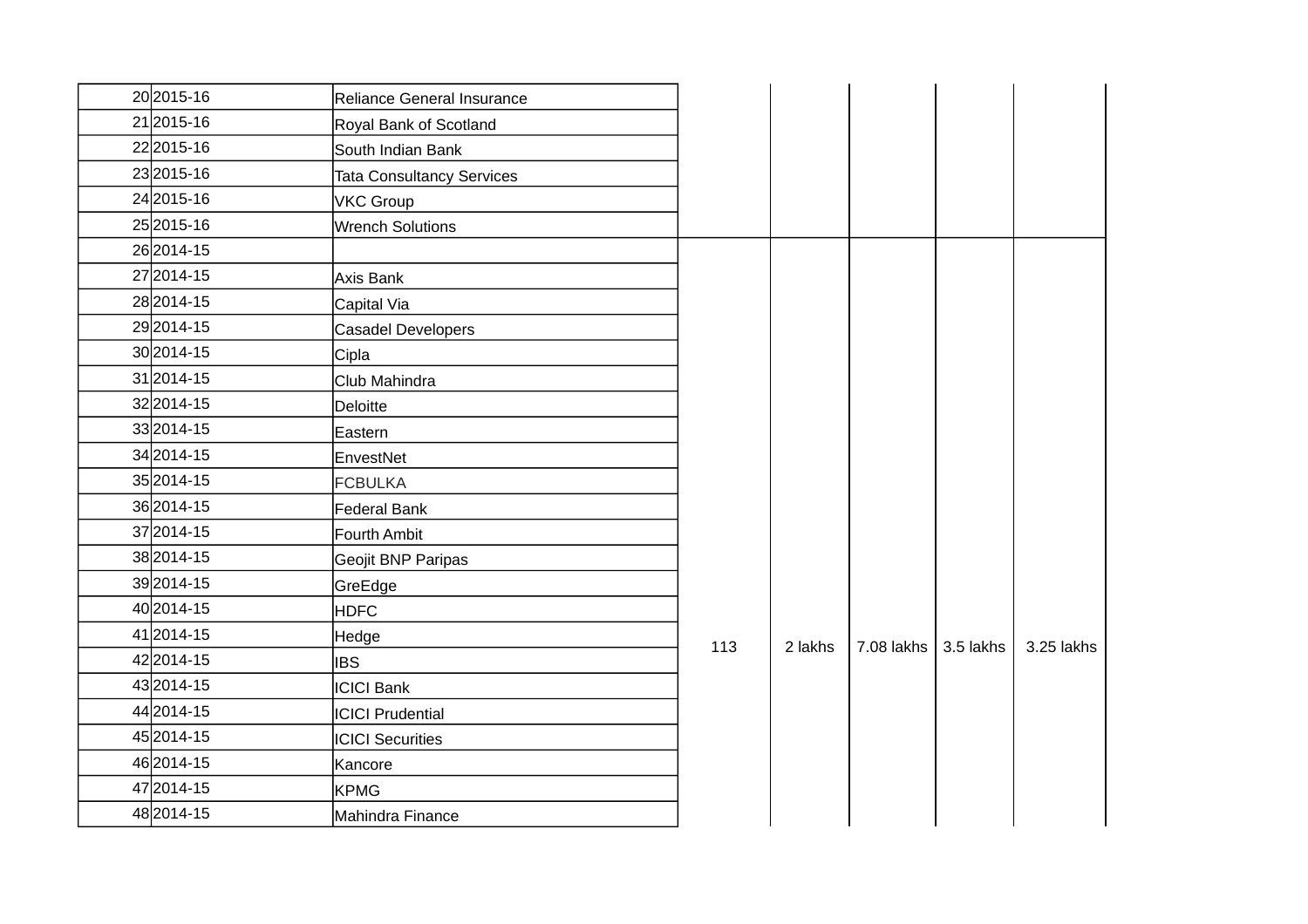| | | | | | | | |
|---|---|---|---|---|---|---|---|
| 20 | 2015-16 | Reliance General Insurance | | | | | |
| 21 | 2015-16 | Royal Bank of Scotland | | | | | |
| 22 | 2015-16 | South Indian Bank | | | | | |
| 23 | 2015-16 | Tata Consultancy Services | | | | | |
| 24 | 2015-16 | VKC Group | | | | | |
| 25 | 2015-16 | Wrench Solutions | | | | | |
| 26 | 2014-15 | | 113 | 2 lakhs | 7.08 lakhs | 3.5 lakhs | 3.25 lakhs |
| 27 | 2014-15 | Axis Bank | | | | | |
| 28 | 2014-15 | Capital Via | | | | | |
| 29 | 2014-15 | Casadel Developers | | | | | |
| 30 | 2014-15 | Cipla | | | | | |
| 31 | 2014-15 | Club Mahindra | | | | | |
| 32 | 2014-15 | Deloitte | | | | | |
| 33 | 2014-15 | Eastern | | | | | |
| 34 | 2014-15 | EnvestNet | | | | | |
| 35 | 2014-15 | FCBULKA | | | | | |
| 36 | 2014-15 | Federal Bank | | | | | |
| 37 | 2014-15 | Fourth Ambit | | | | | |
| 38 | 2014-15 | Geojit BNP Paripas | | | | | |
| 39 | 2014-15 | GreEdge | | | | | |
| 40 | 2014-15 | HDFC | | | | | |
| 41 | 2014-15 | Hedge | | | | | |
| 42 | 2014-15 | IBS | | | | | |
| 43 | 2014-15 | ICICI Bank | | | | | |
| 44 | 2014-15 | ICICI Prudential | | | | | |
| 45 | 2014-15 | ICICI Securities | | | | | |
| 46 | 2014-15 | Kancore | | | | | |
| 47 | 2014-15 | KPMG | | | | | |
| 48 | 2014-15 | Mahindra Finance | | | | | |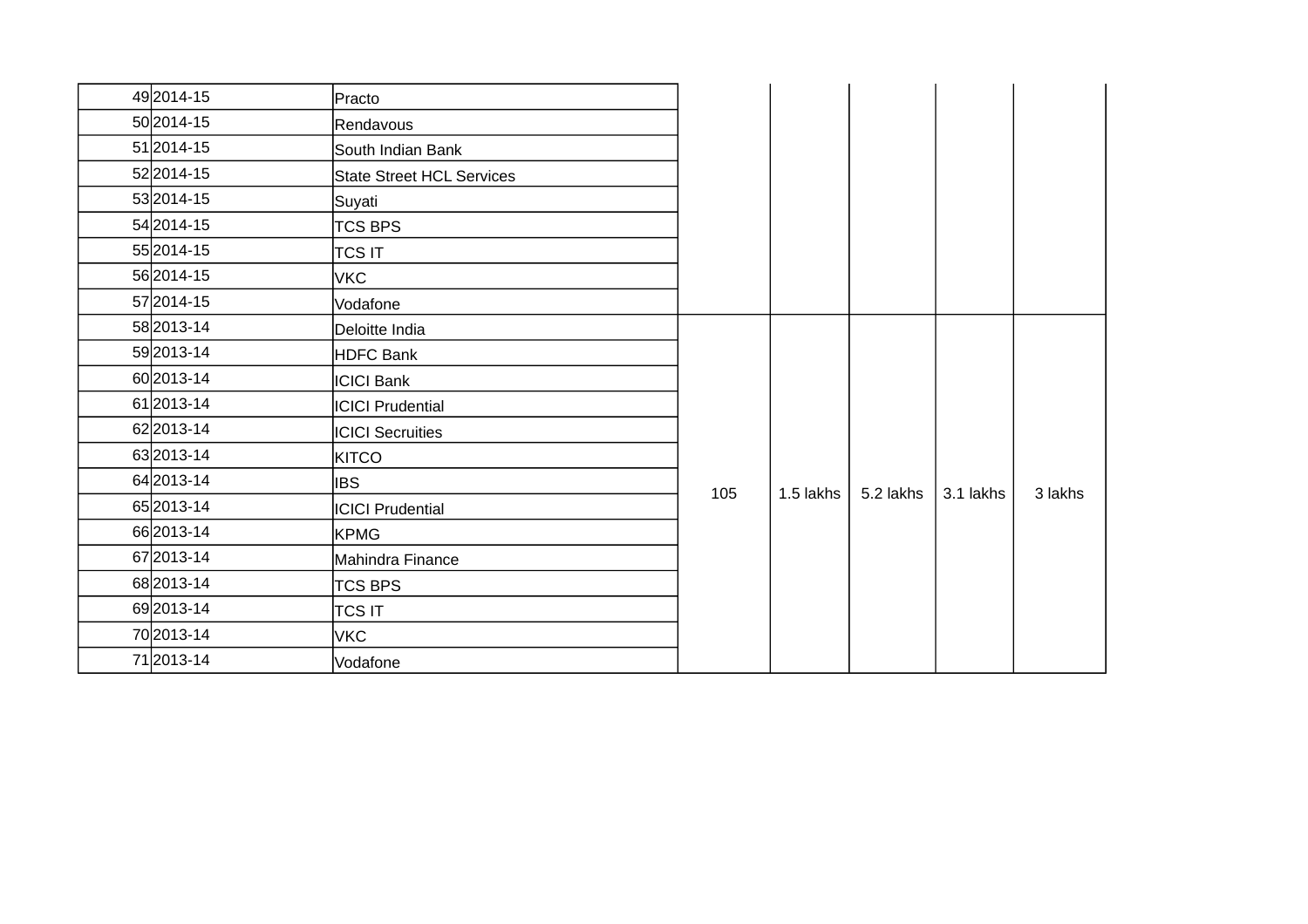| | | | | | | | |
|---|---|---|---|---|---|---|---|
| 49 | 2014-15 | Practo | | | | | |
| 50 | 2014-15 | Rendavous | | | | | |
| 51 | 2014-15 | South Indian Bank | | | | | |
| 52 | 2014-15 | State Street HCL Services | | | | | |
| 53 | 2014-15 | Suyati | | | | | |
| 54 | 2014-15 | TCS BPS | | | | | |
| 55 | 2014-15 | TCS IT | | | | | |
| 56 | 2014-15 | VKC | | | | | |
| 57 | 2014-15 | Vodafone | | | | | |
| 58 | 2013-14 | Deloitte India | 105 | 1.5 lakhs | 5.2 lakhs | 3.1 lakhs | 3 lakhs |
| 59 | 2013-14 | HDFC Bank | | | | | |
| 60 | 2013-14 | ICICI Bank | | | | | |
| 61 | 2013-14 | ICICI Prudential | | | | | |
| 62 | 2013-14 | ICICI Secruities | | | | | |
| 63 | 2013-14 | KITCO | | | | | |
| 64 | 2013-14 | IBS | | | | | |
| 65 | 2013-14 | ICICI Prudential | | | | | |
| 66 | 2013-14 | KPMG | | | | | |
| 67 | 2013-14 | Mahindra Finance | | | | | |
| 68 | 2013-14 | TCS BPS | | | | | |
| 69 | 2013-14 | TCS IT | | | | | |
| 70 | 2013-14 | VKC | | | | | |
| 71 | 2013-14 | Vodafone | | | | | |